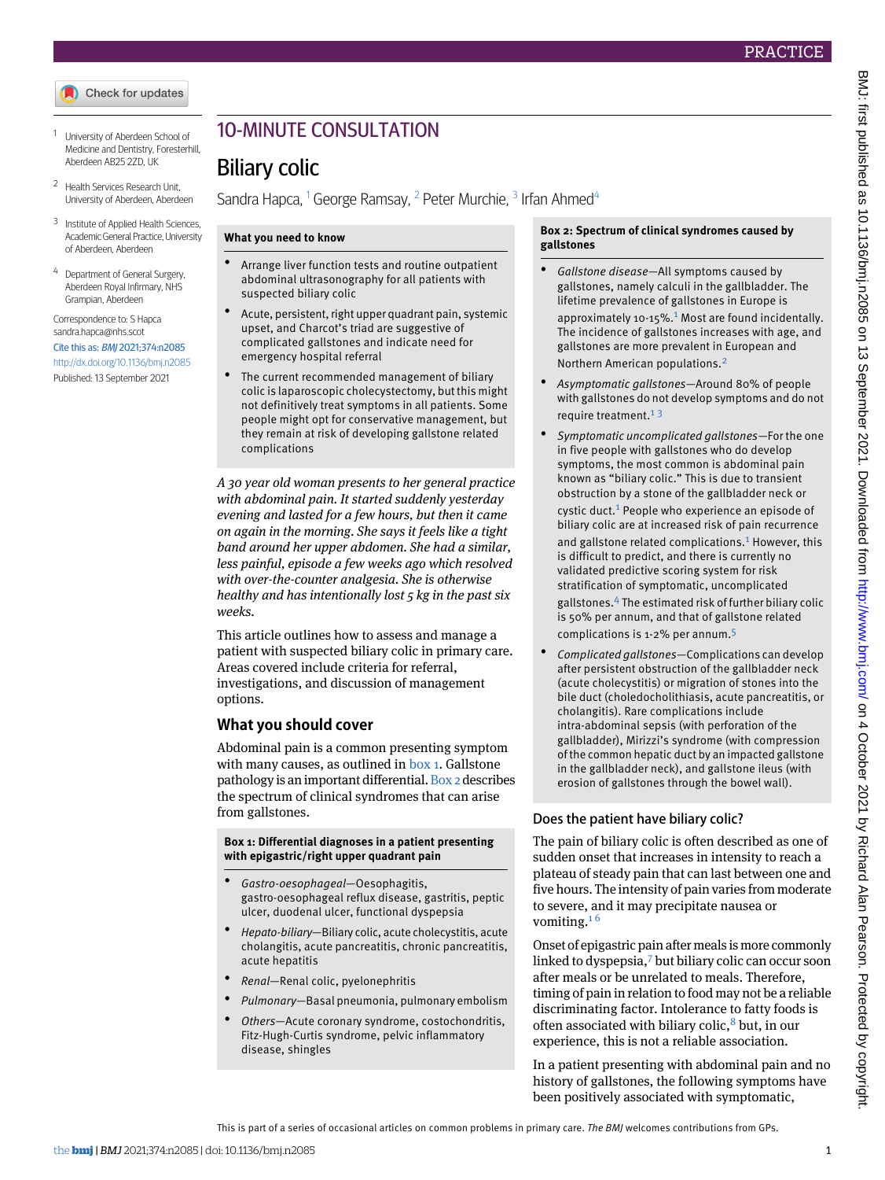PRACTICE

# 10-MINUTE CONSULTATION

# Biliary colic

Sandra Hapca,[1] George Ramsay,[2] Peter Murchie,[3] Irfan Ahmed[4]

[1] University of Aberdeen School of Medicine and Dentistry, Foresterhill, Aberdeen AB25 2ZD, UK

[2] Health Services Research Unit, University of Aberdeen, Aberdeen

[3] Institute of Applied Health Sciences, Academic General Practice, University of Aberdeen, Aberdeen

[4] Department of General Surgery, Aberdeen Royal Infirmary, NHS Grampian, Aberdeen

Correspondence to: S Hapca sandra.hapca@nhs.scot

Cite this as: *BMJ* 2021;374:n2085

http://dx.doi.org/10.1136/bmj.n2085

Published: 13 September 2021

**What you need to know**

- Arrange liver function tests and routine outpatient abdominal ultrasonography for all patients with suspected biliary colic
- Acute, persistent, right upper quadrant pain, systemic upset, and Charcot's triad are suggestive of complicated gallstones and indicate need for emergency hospital referral
- The current recommended management of biliary colic is laparoscopic cholecystectomy, but this might not definitively treat symptoms in all patients. Some people might opt for conservative management, but they remain at risk of developing gallstone related complications

*A 30 year old woman presents to her general practice with abdominal pain. It started suddenly yesterday evening and lasted for a few hours, but then it came on again in the morning. She says it feels like a tight band around her upper abdomen. She had a similar, less painful, episode a few weeks ago which resolved with over-the-counter analgesia. She is otherwise healthy and has intentionally lost 5 kg in the past six weeks.*

This article outlines how to assess and manage a patient with suspected biliary colic in primary care. Areas covered include criteria for referral, investigations, and discussion of management options.

## What you should cover

Abdominal pain is a common presenting symptom with many causes, as outlined in box 1. Gallstone pathology is an important differential. Box 2 describes the spectrum of clinical syndromes that can arise from gallstones.

**Box 1: Differential diagnoses in a patient presenting with epigastric/right upper quadrant pain**

- *Gastro-oesophageal*—Oesophagitis, gastro-oesophageal reflux disease, gastritis, peptic ulcer, duodenal ulcer, functional dyspepsia
- *Hepato-biliary*—Biliary colic, acute cholecystitis, acute cholangitis, acute pancreatitis, chronic pancreatitis, acute hepatitis
- *Renal*—Renal colic, pyelonephritis
- *Pulmonary*—Basal pneumonia, pulmonary embolism
- *Others*—Acute coronary syndrome, costochondritis, Fitz-Hugh-Curtis syndrome, pelvic inflammatory disease, shingles

**Box 2: Spectrum of clinical syndromes caused by gallstones**

- *Gallstone disease*—All symptoms caused by gallstones, namely calculi in the gallbladder. The lifetime prevalence of gallstones in Europe is approximately 10-15%.[1] Most are found incidentally. The incidence of gallstones increases with age, and gallstones are more prevalent in European and Northern American populations.[2]
- *Asymptomatic gallstones*—Around 80% of people with gallstones do not develop symptoms and do not require treatment.[1,3]
- *Symptomatic uncomplicated gallstones*—For the one in five people with gallstones who do develop symptoms, the most common is abdominal pain known as "biliary colic." This is due to transient obstruction by a stone of the gallbladder neck or cystic duct.[1] People who experience an episode of biliary colic are at increased risk of pain recurrence and gallstone related complications.[1] However, this is difficult to predict, and there is currently no validated predictive scoring system for risk stratification of symptomatic, uncomplicated gallstones.[4] The estimated risk of further biliary colic is 50% per annum, and that of gallstone related complications is 1-2% per annum.[5]
- *Complicated gallstones*—Complications can develop after persistent obstruction of the gallbladder neck (acute cholecystitis) or migration of stones into the bile duct (choledocholithiasis, acute pancreatitis, or cholangitis). Rare complications include intra-abdominal sepsis (with perforation of the gallbladder), Mirizzi's syndrome (with compression of the common hepatic duct by an impacted gallstone in the gallbladder neck), and gallstone ileus (with erosion of gallstones through the bowel wall).

### Does the patient have biliary colic?

The pain of biliary colic is often described as one of sudden onset that increases in intensity to reach a plateau of steady pain that can last between one and five hours. The intensity of pain varies from moderate to severe, and it may precipitate nausea or vomiting.[1,6]

Onset of epigastric pain after meals is more commonly linked to dyspepsia,[7] but biliary colic can occur soon after meals or be unrelated to meals. Therefore, timing of pain in relation to food may not be a reliable discriminating factor. Intolerance to fatty foods is often associated with biliary colic,[8] but, in our experience, this is not a reliable association.

In a patient presenting with abdominal pain and no history of gallstones, the following symptoms have been positively associated with symptomatic,

This is part of a series of occasional articles on common problems in primary care. *The BMJ* welcomes contributions from GPs.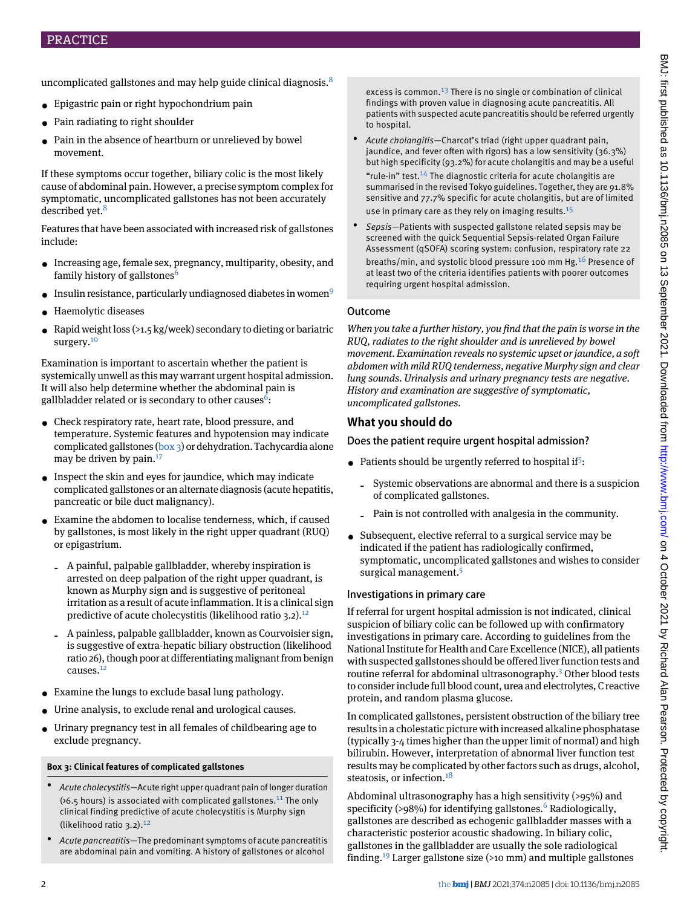uncomplicated gallstones and may help guide clinical diagnosis.[8]

- Epigastric pain or right hypochondrium pain
- Pain radiating to right shoulder
- Pain in the absence of heartburn or unrelieved by bowel movement.

If these symptoms occur together, biliary colic is the most likely cause of abdominal pain. However, a precise symptom complex for symptomatic, uncomplicated gallstones has not been accurately described yet.[8]

Features that have been associated with increased risk of gallstones include:

- Increasing age, female sex, pregnancy, multiparity, obesity, and family history of gallstones[6]
- Insulin resistance, particularly undiagnosed diabetes in women[9]
- Haemolytic diseases
- Rapid weight loss (>1.5 kg/week) secondary to dieting or bariatric surgery.[10]

Examination is important to ascertain whether the patient is systemically unwell as this may warrant urgent hospital admission. It will also help determine whether the abdominal pain is gallbladder related or is secondary to other causes[6]:

- Check respiratory rate, heart rate, blood pressure, and temperature. Systemic features and hypotension may indicate complicated gallstones (box 3) or dehydration. Tachycardia alone may be driven by pain.[17]
- Inspect the skin and eyes for jaundice, which may indicate complicated gallstones or an alternate diagnosis (acute hepatitis, pancreatic or bile duct malignancy).
- Examine the abdomen to localise tenderness, which, if caused by gallstones, is most likely in the right upper quadrant (RUQ) or epigastrium.
  - A painful, palpable gallbladder, whereby inspiration is arrested on deep palpation of the right upper quadrant, is known as Murphy sign and is suggestive of peritoneal irritation as a result of acute inflammation. It is a clinical sign predictive of acute cholecystitis (likelihood ratio 3.2).[12]
  - A painless, palpable gallbladder, known as Courvoisier sign, is suggestive of extra-hepatic biliary obstruction (likelihood ratio 26), though poor at differentiating malignant from benign causes.[12]
- Examine the lungs to exclude basal lung pathology.
- Urine analysis, to exclude renal and urological causes.
- Urinary pregnancy test in all females of childbearing age to exclude pregnancy.

**Box 3: Clinical features of complicated gallstones**

- *Acute cholecystitis*—Acute right upper quadrant pain of longer duration (>6.5 hours) is associated with complicated gallstones.[11] The only clinical finding predictive of acute cholecystitis is Murphy sign (likelihood ratio 3.2).[12]
- *Acute pancreatitis*—The predominant symptoms of acute pancreatitis are abdominal pain and vomiting. A history of gallstones or alcohol excess is common.[13] There is no single or combination of clinical findings with proven value in diagnosing acute pancreatitis. All patients with suspected acute pancreatitis should be referred urgently to hospital.
- *Acute cholangitis*—Charcot's triad (right upper quadrant pain, jaundice, and fever often with rigors) has a low sensitivity (36.3%) but high specificity (93.2%) for acute cholangitis and may be a useful "rule-in" test.[14] The diagnostic criteria for acute cholangitis are summarised in the revised Tokyo guidelines. Together, they are 91.8% sensitive and 77.7% specific for acute cholangitis, but are of limited use in primary care as they rely on imaging results.[15]
- *Sepsis*—Patients with suspected gallstone related sepsis may be screened with the quick Sequential Sepsis-related Organ Failure Assessment (qSOFA) scoring system: confusion, respiratory rate 22 breaths/min, and systolic blood pressure 100 mm Hg.[16] Presence of at least two of the criteria identifies patients with poorer outcomes requiring urgent hospital admission.

### Outcome

*When you take a further history, you find that the pain is worse in the RUQ, radiates to the right shoulder and is unrelieved by bowel movement. Examination reveals no systemic upset or jaundice, a soft abdomen with mild RUQ tenderness, negative Murphy sign and clear lung sounds. Urinalysis and urinary pregnancy tests are negative. History and examination are suggestive of symptomatic, uncomplicated gallstones.*

## What you should do

### Does the patient require urgent hospital admission?

- Patients should be urgently referred to hospital if[5]:
  - Systemic observations are abnormal and there is a suspicion of complicated gallstones.
  - Pain is not controlled with analgesia in the community.
- Subsequent, elective referral to a surgical service may be indicated if the patient has radiologically confirmed, symptomatic, uncomplicated gallstones and wishes to consider surgical management.[5]

### Investigations in primary care

If referral for urgent hospital admission is not indicated, clinical suspicion of biliary colic can be followed up with confirmatory investigations in primary care. According to guidelines from the National Institute for Health and Care Excellence (NICE), all patients with suspected gallstones should be offered liver function tests and routine referral for abdominal ultrasonography.[3] Other blood tests to consider include full blood count, urea and electrolytes, C reactive protein, and random plasma glucose.

In complicated gallstones, persistent obstruction of the biliary tree results in a cholestatic picture with increased alkaline phosphatase (typically 3-4 times higher than the upper limit of normal) and high bilirubin. However, interpretation of abnormal liver function test results may be complicated by other factors such as drugs, alcohol, steatosis, or infection.[18]

Abdominal ultrasonography has a high sensitivity (>95%) and specificity (>98%) for identifying gallstones.[6] Radiologically, gallstones are described as echogenic gallbladder masses with a characteristic posterior acoustic shadowing. In biliary colic, gallstones in the gallbladder are usually the sole radiological finding.[19] Larger gallstone size (>10 mm) and multiple gallstones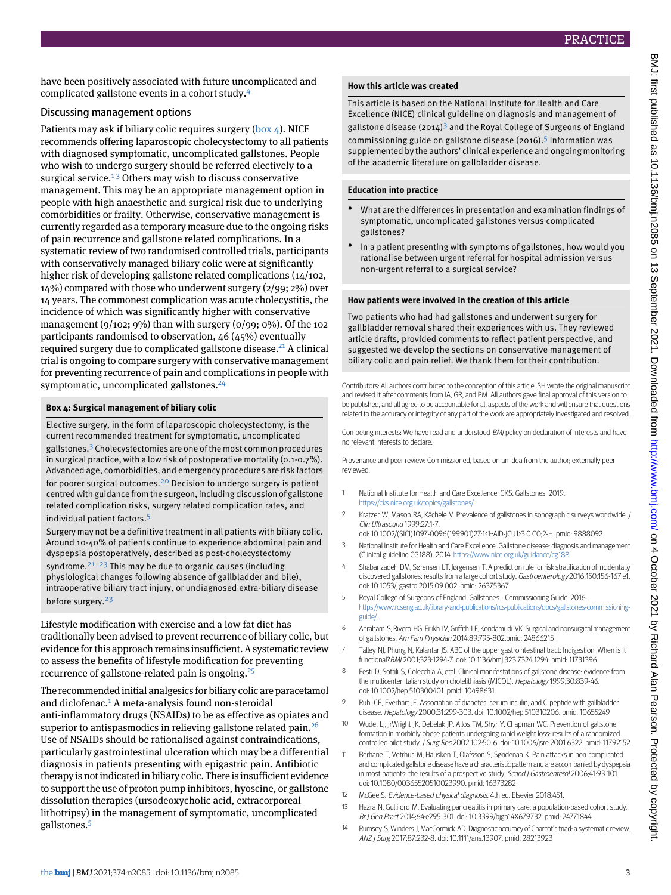have been positively associated with future uncomplicated and complicated gallstone events in a cohort study.[4]

## Discussing management options

Patients may ask if biliary colic requires surgery (box 4). NICE recommends offering laparoscopic cholecystectomy to all patients with diagnosed symptomatic, uncomplicated gallstones. People who wish to undergo surgery should be referred electively to a surgical service.[1,3] Others may wish to discuss conservative management. This may be an appropriate management option in people with high anaesthetic and surgical risk due to underlying comorbidities or frailty. Otherwise, conservative management is currently regarded as a temporary measure due to the ongoing risks of pain recurrence and gallstone related complications. In a systematic review of two randomised controlled trials, participants with conservatively managed biliary colic were at significantly higher risk of developing gallstone related complications (14/102, 14%) compared with those who underwent surgery (2/99; 2%) over 14 years. The commonest complication was acute cholecystitis, the incidence of which was significantly higher with conservative management (9/102; 9%) than with surgery (0/99; 0%). Of the 102 participants randomised to observation, 46 (45%) eventually required surgery due to complicated gallstone disease.[21] A clinical trial is ongoing to compare surgery with conservative management for preventing recurrence of pain and complications in people with symptomatic, uncomplicated gallstones.[24]

### Box 4: Surgical management of biliary colic

Elective surgery, in the form of laparoscopic cholecystectomy, is the current recommended treatment for symptomatic, uncomplicated gallstones.[3] Cholecystectomies are one of the most common procedures in surgical practice, with a low risk of postoperative mortality (0.1-0.7%). Advanced age, comorbidities, and emergency procedures are risk factors for poorer surgical outcomes.[20] Decision to undergo surgery is patient centred with guidance from the surgeon, including discussion of gallstone related complication risks, surgery related complication rates, and individual patient factors.[5]

Surgery may not be a definitive treatment in all patients with biliary colic. Around 10-40% of patients continue to experience abdominal pain and dyspepsia postoperatively, described as post-cholecystectomy syndrome.[21-23] This may be due to organic causes (including physiological changes following absence of gallbladder and bile), intraoperative biliary tract injury, or undiagnosed extra-biliary disease before surgery.[23]

Lifestyle modification with exercise and a low fat diet has traditionally been advised to prevent recurrence of biliary colic, but evidence for this approach remains insufficient. A systematic review to assess the benefits of lifestyle modification for preventing recurrence of gallstone-related pain is ongoing.[25]

The recommended initial analgesics for biliary colic are paracetamol and diclofenac.[1] A meta-analysis found non-steroidal anti-inflammatory drugs (NSAIDs) to be as effective as opiates and superior to antispasmodics in relieving gallstone related pain.[26] Use of NSAIDs should be rationalised against contraindications, particularly gastrointestinal ulceration which may be a differential diagnosis in patients presenting with epigastric pain. Antibiotic therapy is not indicated in biliary colic. There is insufficient evidence to support the use of proton pump inhibitors, hyoscine, or gallstone dissolution therapies (ursodeoxycholic acid, extracorporeal lithotripsy) in the management of symptomatic, uncomplicated gallstones.[5]

### How this article was created

This article is based on the National Institute for Health and Care Excellence (NICE) clinical guideline on diagnosis and management of gallstone disease (2014)[3] and the Royal College of Surgeons of England commissioning guide on gallstone disease (2016).[5] Information was supplemented by the authors' clinical experience and ongoing monitoring of the academic literature on gallbladder disease.

### Education into practice

- What are the differences in presentation and examination findings of symptomatic, uncomplicated gallstones versus complicated gallstones?
- In a patient presenting with symptoms of gallstones, how would you rationalise between urgent referral for hospital admission versus non-urgent referral to a surgical service?

### How patients were involved in the creation of this article

Two patients who had had gallstones and underwent surgery for gallbladder removal shared their experiences with us. They reviewed article drafts, provided comments to reflect patient perspective, and suggested we develop the sections on conservative management of biliary colic and pain relief. We thank them for their contribution.

Contributors: All authors contributed to the conception of this article. SH wrote the original manuscript and revised it after comments from IA, GR, and PM. All authors gave final approval of this version to be published, and all agree to be accountable for all aspects of the work and will ensure that questions related to the accuracy or integrity of any part of the work are appropriately investigated and resolved.

Competing interests: We have read and understood *BMJ* policy on declaration of interests and have no relevant interests to declare.

Provenance and peer review: Commissioned, based on an idea from the author; externally peer reviewed.

1. National Institute for Health and Care Excellence. CKS: Gallstones. 2019. https://cks.nice.org.uk/topics/gallstones/.
2. Kratzer W, Mason RA, Kächele V. Prevalence of gallstones in sonographic surveys worldwide. *J Clin Ultrasound* 1999;27:1-7. doi: 10.1002/(SICI)1097-0096(199901)27:1<1::AID-JCU1>3.0.CO;2-H. pmid: 9888092
3. National Institute for Health and Care Excellence. Gallstone disease: diagnosis and management (Clinical guideline CG188). 2014. https://www.nice.org.uk/guidance/cg188.
4. Shabanzadeh DM, Sørensen LT, Jørgensen T. A prediction rule for risk stratification of incidentally discovered gallstones: results from a large cohort study. *Gastroenterology* 2016;150:156-167.e1. doi: 10.1053/j.gastro.2015.09.002. pmid: 26375367
5. Royal College of Surgeons of England. Gallstones - Commissioning Guide. 2016. https://www.rcseng.ac.uk/library-and-publications/rcs-publications/docs/gallstones-commissioning-guide/.
6. Abraham S, Rivero HG, Erlikh IV, Griffith LF, Kondamudi VK. Surgical and nonsurgical management of gallstones. *Am Fam Physician* 2014;89:795-802.pmid: 24866215
7. Talley NJ, Phung N, Kalantar JS. ABC of the upper gastrointestinal tract: Indigestion: When is it functional? *BMJ* 2001;323:1294-7. doi: 10.1136/bmj.323.7324.1294. pmid: 11731396
8. Festi D, Sottili S, Colecchia A, etal. Clinical manifestations of gallstone disease: evidence from the multicenter Italian study on cholelithiasis (MICOL). *Hepatology* 1999;30:839-46. doi: 10.1002/hep.510300401. pmid: 10498631
9. Ruhl CE, Everhart JE. Association of diabetes, serum insulin, and C-peptide with gallbladder disease. *Hepatology* 2000;31:299-303. doi: 10.1002/hep.510310206. pmid: 10655249
10. Wudel LJ, JrWright JK, Debelak JP, Allos TM, Shyr Y, Chapman WC. Prevention of gallstone formation in morbidly obese patients undergoing rapid weight loss: results of a randomized controlled pilot study. *J Surg Res* 2002;102:50-6. doi: 10.1006/jsre.2001.6322. pmid: 11792152
11. Berhane T, Vetrhus M, Hausken T, Olafsson S, Søndenaa K. Pain attacks in non-complicated and complicated gallstone disease have a characteristic pattern and are accompanied by dyspepsia in most patients: the results of a prospective study. *Scand J Gastroenterol* 2006;41:93-101. doi: 10.1080/00365520510023990. pmid: 16373282
12. McGee S. *Evidence-based physical diagnosis*. 4th ed. Elsevier 2018:451.
13. Hazra N, Gulliford M. Evaluating pancreatitis in primary care: a population-based cohort study. *Br J Gen Pract* 2014;64:e295-301. doi: 10.3399/bjgp14X679732. pmid: 24771844
14. Rumsey S, Winders J, MacCormick AD. Diagnostic accuracy of Charcot's triad: a systematic review. *ANZ J Surg* 2017;87:232-8. doi: 10.1111/ans.13907. pmid: 28213923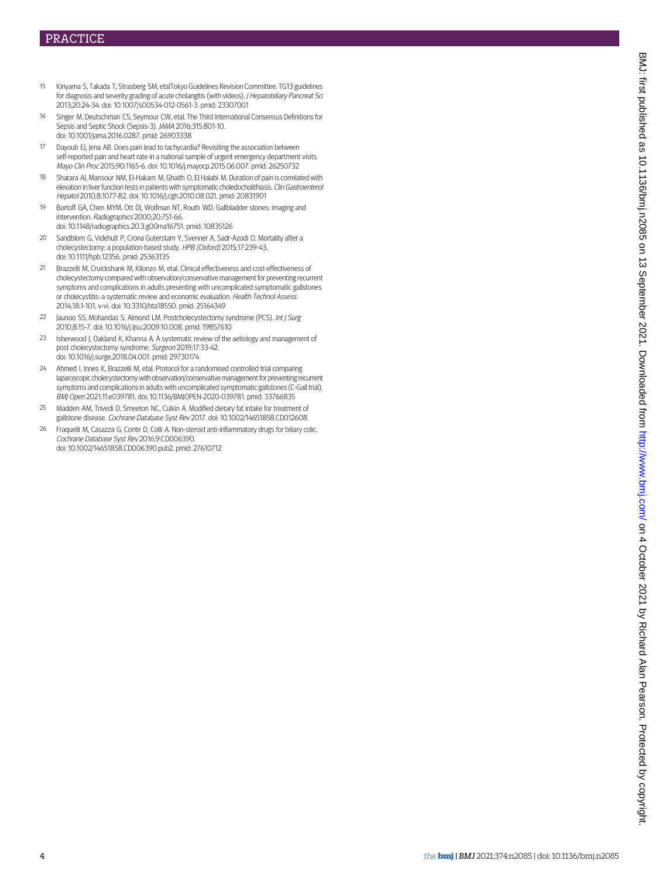15 Kiriyama S, Takada T, Strasberg SM, etalTokyo Guidelines Revision Committee. TG13 guidelines for diagnosis and severity grading of acute cholangitis (with videos). *J Hepatobiliary Pancreat Sci* 2013;20:24-34. doi: 10.1007/s00534-012-0561-3. pmid: 23307001

16 Singer M, Deutschman CS, Seymour CW, etal. The Third International Consensus Definitions for Sepsis and Septic Shock (Sepsis-3). *JAMA* 2016;315:801-10. doi: 10.1001/jama.2016.0287. pmid: 26903338

17 Dayoub EJ, Jena AB. Does pain lead to tachycardia? Revisiting the association between self-reported pain and heart rate in a national sample of urgent emergency department visits. *Mayo Clin Proc* 2015;90:1165-6. doi: 10.1016/j.mayocp.2015.06.007. pmid: 26250732

18 Sharara AI, Mansour NM, El-Hakam M, Ghaith O, El Halabi M. Duration of pain is correlated with elevation in liver function tests in patients with symptomatic choledocholithiasis. *Clin Gastroenterol Hepatol* 2010;8:1077-82. doi: 10.1016/j.cgh.2010.08.021. pmid: 20831901

19 Bortoff GA, Chen MYM, Ott DJ, Wolfman NT, Routh WD. Gallbladder stones: imaging and intervention. *Radiographics* 2000;20:751-66. doi: 10.1148/radiographics.20.3.g00ma16751. pmid: 10835126

20 Sandblom G, Videhult P, Crona Guterstam Y, Svenner A, Sadr-Azodi O. Mortality after a cholecystectomy: a population-based study. *HPB (Oxford)* 2015;17:239-43. doi: 10.1111/hpb.12356. pmid: 25363135

21 Brazzelli M, Cruickshank M, Kilonzo M, etal. Clinical effectiveness and cost-effectiveness of cholecystectomy compared with observation/conservative management for preventing recurrent symptoms and complications in adults presenting with uncomplicated symptomatic gallstones or cholecystitis: a systematic review and economic evaluation. *Health Technol Assess* 2014;18:1-101, v-vi. doi: 10.3310/hta18550. pmid: 25164349

22 Jaunoo SS, Mohandas S, Almond LM. Postcholecystectomy syndrome (PCS). *Int J Surg* 2010;8:15-7. doi: 10.1016/j.ijsu.2009.10.008. pmid: 19857610

23 Isherwood J, Oakland K, Khanna A. A systematic review of the aetiology and management of post cholecystectomy syndrome. *Surgeon* 2019;17:33-42. doi: 10.1016/j.surge.2018.04.001. pmid: 29730174

24 Ahmed I, Innes K, Brazzelli M, etal. Protocol for a randomised controlled trial comparing laparoscopic cholecystectomy with observation/conservative management for preventing recurrent symptoms and complications in adults with uncomplicated symptomatic gallstones (C-Gall trial). *BMJ Open* 2021;11:e039781. doi: 10.1136/BMJOPEN-2020-039781. pmid: 33766835

25 Madden AM, Trivedi D, Smeeton NC, Culkin A. Modified dietary fat intake for treatment of gallstone disease. *Cochrane Database Syst Rev* 2017. doi: 10.1002/14651858.CD012608.

26 Fraquelli M, Casazza G, Conte D, Colli A. Non-steroid anti-inflammatory drugs for biliary colic. *Cochrane Database Syst Rev* 2016;9:CD006390. doi: 10.1002/14651858.CD006390.pub2. pmid: 27610712